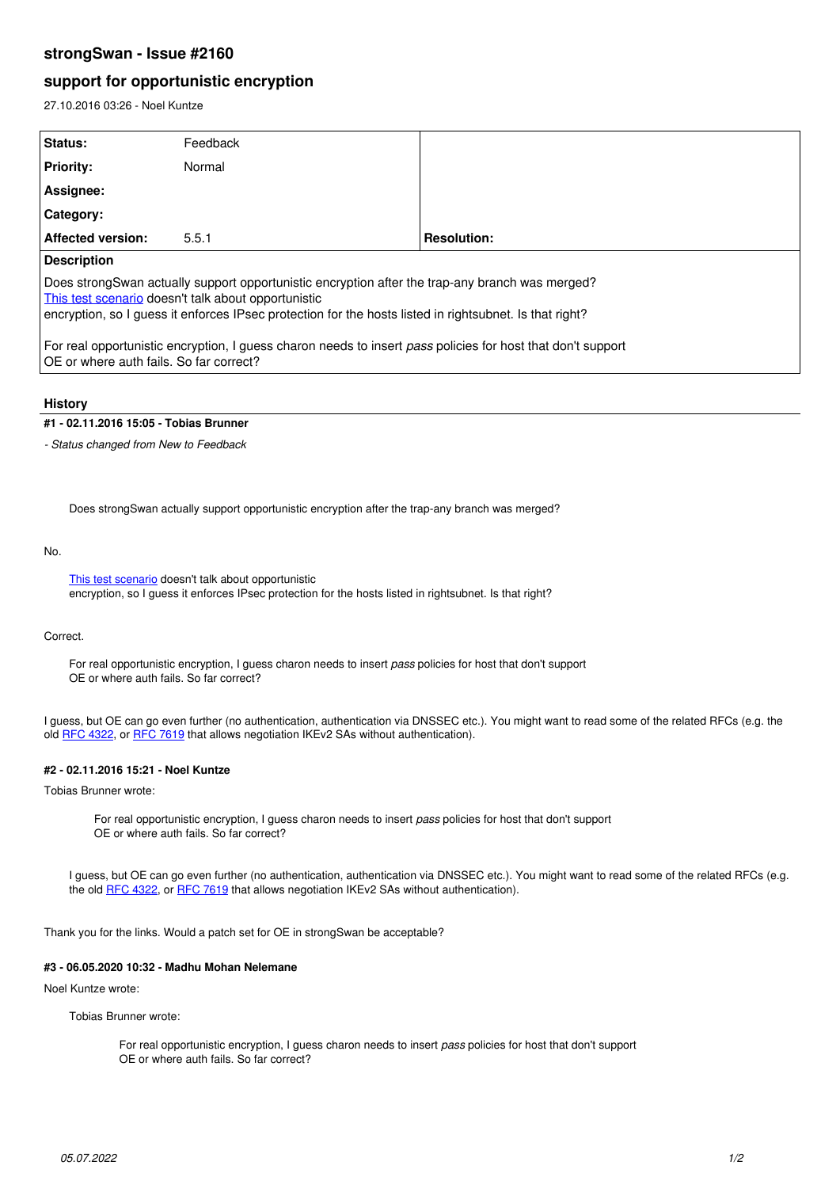# strongSwan - Issue #2160

## support for opportunistic encryption

27.10.2016 03:26 - Noel Kuntze

| Status: | Feedback | |
|---|---|---|
| **Priority:** | Normal | |
| **Assignee:** | | |
| **Category:** | | |
| **Affected version:** | 5.5.1 | **Resolution:** |

**Description**

Does strongSwan actually support opportunistic encryption after the trap-any branch was merged?
[This test scenario]() doesn't talk about opportunistic
encryption, so I guess it enforces IPsec protection for the hosts listed in rightsubnet. Is that right?

For real opportunistic encryption, I guess charon needs to insert *pass* policies for host that don't support
OE or where auth fails. So far correct?

## History

### #1 - 02.11.2016 15:05 - Tobias Brunner

*- Status changed from New to Feedback*

> Does strongSwan actually support opportunistic encryption after the trap-any branch was merged?

No.

> [This test scenario]() doesn't talk about opportunistic
> encryption, so I guess it enforces IPsec protection for the hosts listed in rightsubnet. Is that right?

Correct.

> For real opportunistic encryption, I guess charon needs to insert *pass* policies for host that don't support
> OE or where auth fails. So far correct?

I guess, but OE can go even further (no authentication, authentication via DNSSEC etc.). You might want to read some of the related RFCs (e.g. the old [RFC 4322](), or [RFC 7619]() that allows negotiation IKEv2 SAs without authentication).

### #2 - 02.11.2016 15:21 - Noel Kuntze

Tobias Brunner wrote:

> > For real opportunistic encryption, I guess charon needs to insert *pass* policies for host that don't support
> > OE or where auth fails. So far correct?
>
> I guess, but OE can go even further (no authentication, authentication via DNSSEC etc.). You might want to read some of the related RFCs (e.g. the old [RFC 4322](), or [RFC 7619]() that allows negotiation IKEv2 SAs without authentication).

Thank you for the links. Would a patch set for OE in strongSwan be acceptable?

### #3 - 06.05.2020 10:32 - Madhu Mohan Nelemane

Noel Kuntze wrote:

> Tobias Brunner wrote:
>
> > > For real opportunistic encryption, I guess charon needs to insert *pass* policies for host that don't support
> > > OE or where auth fails. So far correct?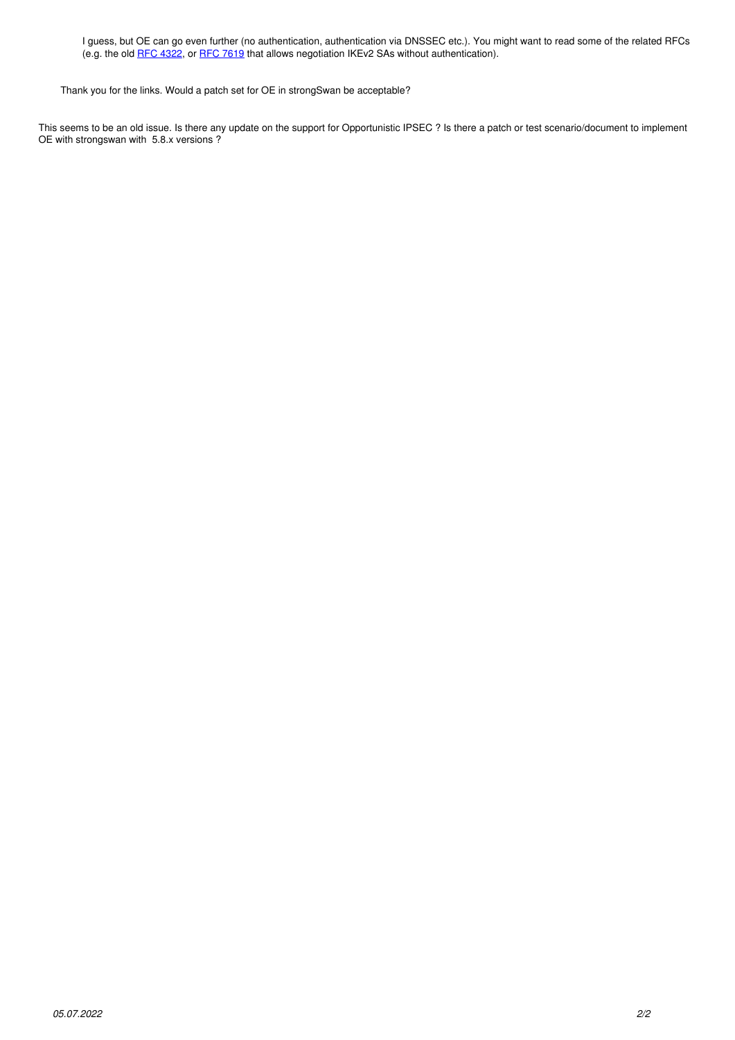> > I guess, but OE can go even further (no authentication, authentication via DNSSEC etc.). You might want to read some of the related RFCs (e.g. the old RFC 4322, or RFC 7619 that allows negotiation IKEv2 SAs without authentication).
>
> Thank you for the links. Would a patch set for OE in strongSwan be acceptable?

This seems to be an old issue. Is there any update on the support for Opportunistic IPSEC ? Is there a patch or test scenario/document to implement OE with strongswan with 5.8.x versions ?